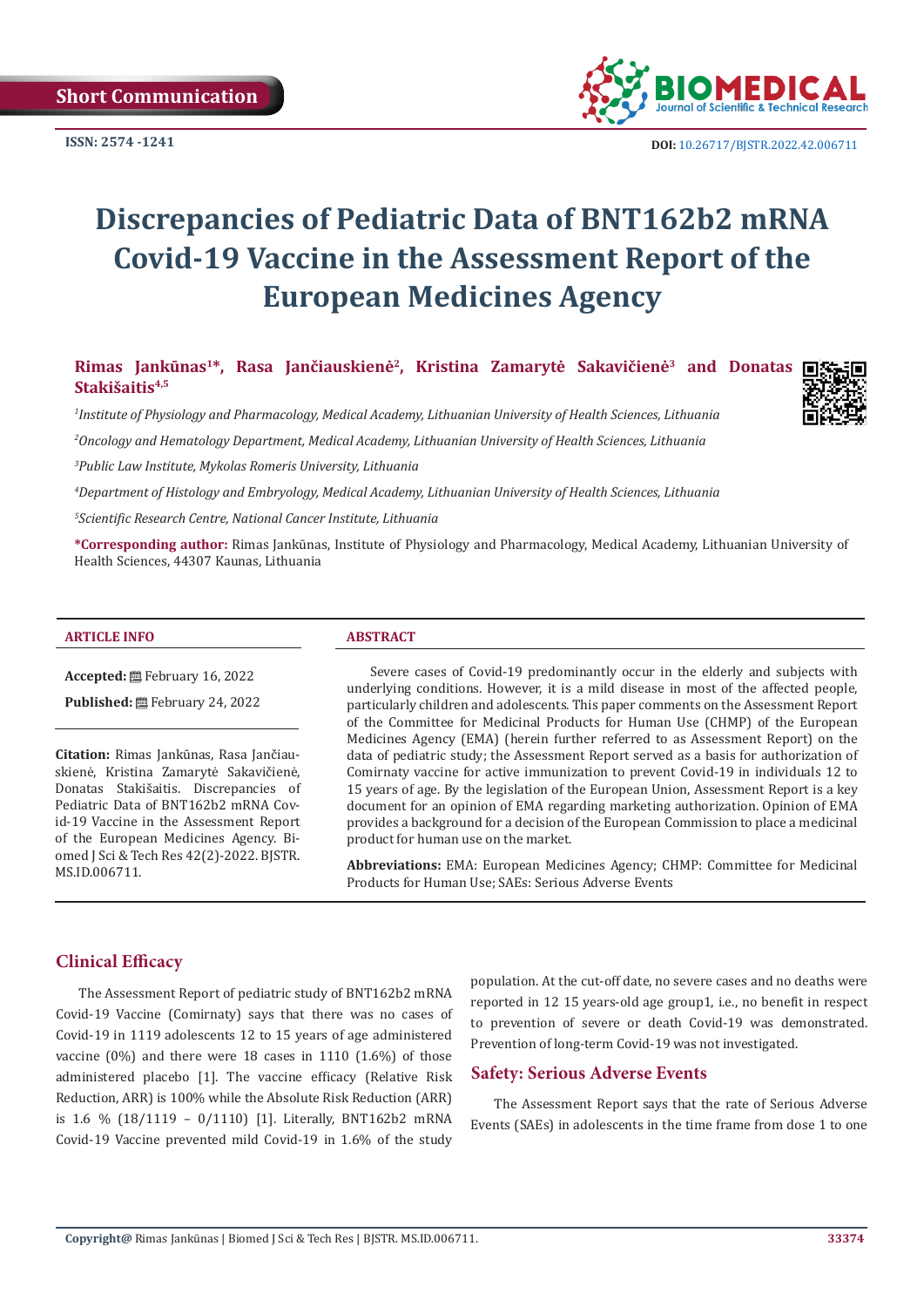Short Communication

ISSN: 2574 -1241

DOI: 10.26717/BJSTR.2022.42.006711

# Discrepancies of Pediatric Data of BNT162b2 mRNA Covid-19 Vaccine in the Assessment Report of the European Medicines Agency

**Rimas Jankūnas[1]\*, Rasa Jančiauskienė[2], Kristina Zamarytė Sakavičienė[3] and Donatas Stakišaitis[4,5]**

[1]*Institute of Physiology and Pharmacology, Medical Academy, Lithuanian University of Health Sciences, Lithuania*

[2]*Oncology and Hematology Department, Medical Academy, Lithuanian University of Health Sciences, Lithuania*

[3]*Public Law Institute, Mykolas Romeris University, Lithuania*

[4]*Department of Histology and Embryology, Medical Academy, Lithuanian University of Health Sciences, Lithuania*

[5]*Scientific Research Centre, National Cancer Institute, Lithuania*

**\*Corresponding author:** Rimas Jankūnas, Institute of Physiology and Pharmacology, Medical Academy, Lithuanian University of Health Sciences, 44307 Kaunas, Lithuania

## ARTICLE INFO

**Accepted:** February 16, 2022

**Published:** February 24, 2022

**Citation:** Rimas Jankūnas, Rasa Jančiauskienė, Kristina Zamarytė Sakavičienė, Donatas Stakišaitis. Discrepancies of Pediatric Data of BNT162b2 mRNA Covid-19 Vaccine in the Assessment Report of the European Medicines Agency. Biomed J Sci & Tech Res 42(2)-2022. BJSTR. MS.ID.006711.

## ABSTRACT

Severe cases of Covid-19 predominantly occur in the elderly and subjects with underlying conditions. However, it is a mild disease in most of the affected people, particularly children and adolescents. This paper comments on the Assessment Report of the Committee for Medicinal Products for Human Use (CHMP) of the European Medicines Agency (EMA) (herein further referred to as Assessment Report) on the data of pediatric study; the Assessment Report served as a basis for authorization of Comirnaty vaccine for active immunization to prevent Covid-19 in individuals 12 to 15 years of age. By the legislation of the European Union, Assessment Report is a key document for an opinion of EMA regarding marketing authorization. Opinion of EMA provides a background for a decision of the European Commission to place a medicinal product for human use on the market.

**Abbreviations:** EMA: European Medicines Agency; CHMP: Committee for Medicinal Products for Human Use; SAEs: Serious Adverse Events

## Clinical Efficacy

The Assessment Report of pediatric study of BNT162b2 mRNA Covid-19 Vaccine (Comirnaty) says that there was no cases of Covid-19 in 1119 adolescents 12 to 15 years of age administered vaccine (0%) and there were 18 cases in 1110 (1.6%) of those administered placebo [1]. The vaccine efficacy (Relative Risk Reduction, ARR) is 100% while the Absolute Risk Reduction (ARR) is 1.6 % (18/1119 – 0/1110) [1]. Literally, BNT162b2 mRNA Covid-19 Vaccine prevented mild Covid-19 in 1.6% of the study population. At the cut-off date, no severe cases and no deaths were reported in 12 15 years-old age group1, i.e., no benefit in respect to prevention of severe or death Covid-19 was demonstrated. Prevention of long-term Covid-19 was not investigated.

## Safety: Serious Adverse Events

The Assessment Report says that the rate of Serious Adverse Events (SAEs) in adolescents in the time frame from dose 1 to one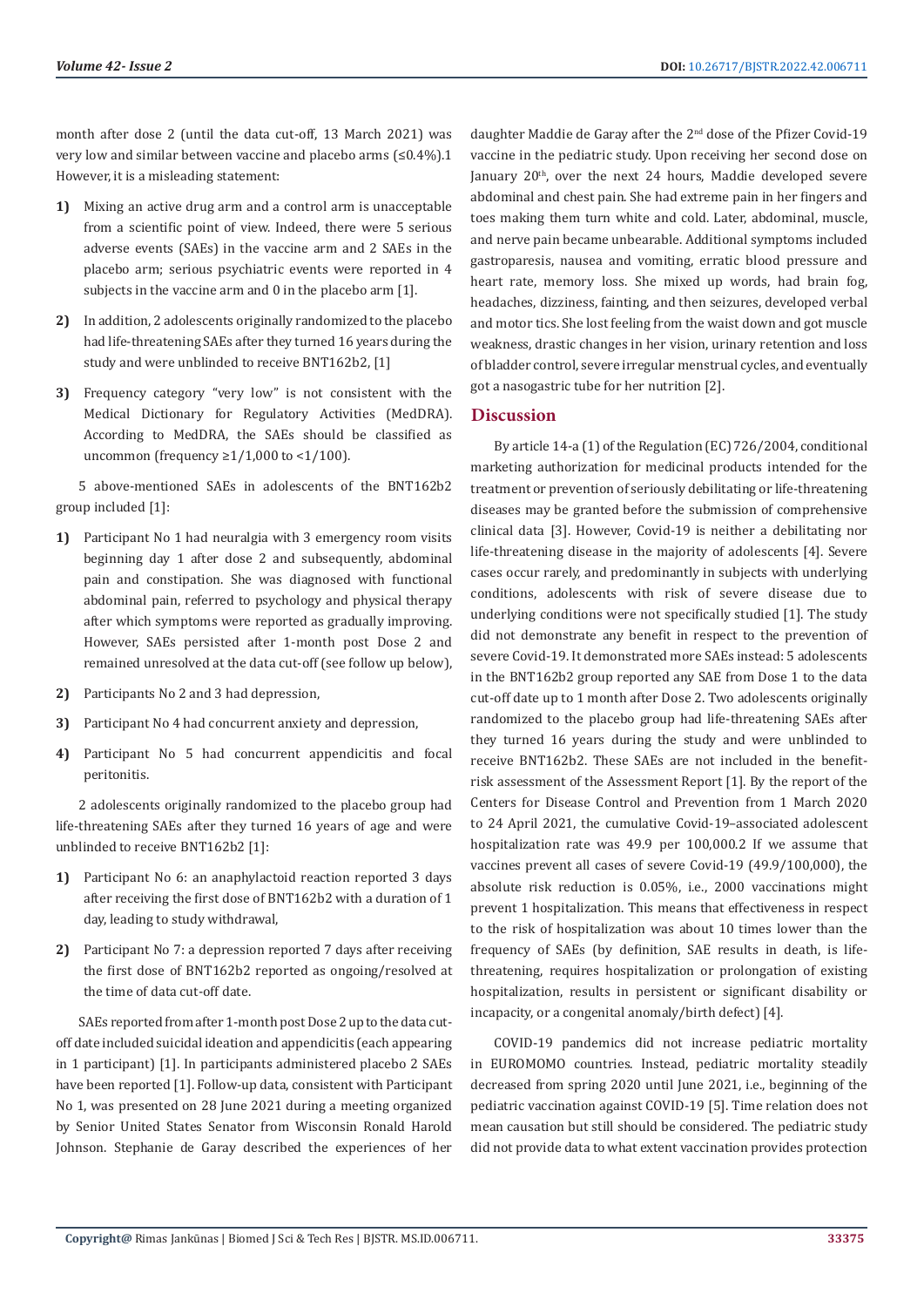month after dose 2 (until the data cut-off, 13 March 2021) was very low and similar between vaccine and placebo arms (≤0.4%).1 However, it is a misleading statement:

1) Mixing an active drug arm and a control arm is unacceptable from a scientific point of view. Indeed, there were 5 serious adverse events (SAEs) in the vaccine arm and 2 SAEs in the placebo arm; serious psychiatric events were reported in 4 subjects in the vaccine arm and 0 in the placebo arm [1].

2) In addition, 2 adolescents originally randomized to the placebo had life-threatening SAEs after they turned 16 years during the study and were unblinded to receive BNT162b2, [1]

3) Frequency category "very low" is not consistent with the Medical Dictionary for Regulatory Activities (MedDRA). According to MedDRA, the SAEs should be classified as uncommon (frequency ≥1/1,000 to <1/100).

5 above-mentioned SAEs in adolescents of the BNT162b2 group included [1]:

1) Participant No 1 had neuralgia with 3 emergency room visits beginning day 1 after dose 2 and subsequently, abdominal pain and constipation. She was diagnosed with functional abdominal pain, referred to psychology and physical therapy after which symptoms were reported as gradually improving. However, SAEs persisted after 1-month post Dose 2 and remained unresolved at the data cut-off (see follow up below),

2) Participants No 2 and 3 had depression,

3) Participant No 4 had concurrent anxiety and depression,

4) Participant No 5 had concurrent appendicitis and focal peritonitis.

2 adolescents originally randomized to the placebo group had life-threatening SAEs after they turned 16 years of age and were unblinded to receive BNT162b2 [1]:

1) Participant No 6: an anaphylactoid reaction reported 3 days after receiving the first dose of BNT162b2 with a duration of 1 day, leading to study withdrawal,

2) Participant No 7: a depression reported 7 days after receiving the first dose of BNT162b2 reported as ongoing/resolved at the time of data cut-off date.

SAEs reported from after 1-month post Dose 2 up to the data cut-off date included suicidal ideation and appendicitis (each appearing in 1 participant) [1]. In participants administered placebo 2 SAEs have been reported [1]. Follow-up data, consistent with Participant No 1, was presented on 28 June 2021 during a meeting organized by Senior United States Senator from Wisconsin Ronald Harold Johnson. Stephanie de Garay described the experiences of her daughter Maddie de Garay after the 2nd dose of the Pfizer Covid-19 vaccine in the pediatric study. Upon receiving her second dose on January 20th, over the next 24 hours, Maddie developed severe abdominal and chest pain. She had extreme pain in her fingers and toes making them turn white and cold. Later, abdominal, muscle, and nerve pain became unbearable. Additional symptoms included gastroparesis, nausea and vomiting, erratic blood pressure and heart rate, memory loss. She mixed up words, had brain fog, headaches, dizziness, fainting, and then seizures, developed verbal and motor tics. She lost feeling from the waist down and got muscle weakness, drastic changes in her vision, urinary retention and loss of bladder control, severe irregular menstrual cycles, and eventually got a nasogastric tube for her nutrition [2].

## Discussion

By article 14-a (1) of the Regulation (EC) 726/2004, conditional marketing authorization for medicinal products intended for the treatment or prevention of seriously debilitating or life-threatening diseases may be granted before the submission of comprehensive clinical data [3]. However, Covid-19 is neither a debilitating nor life-threatening disease in the majority of adolescents [4]. Severe cases occur rarely, and predominantly in subjects with underlying conditions, adolescents with risk of severe disease due to underlying conditions were not specifically studied [1]. The study did not demonstrate any benefit in respect to the prevention of severe Covid-19. It demonstrated more SAEs instead: 5 adolescents in the BNT162b2 group reported any SAE from Dose 1 to the data cut-off date up to 1 month after Dose 2. Two adolescents originally randomized to the placebo group had life-threatening SAEs after they turned 16 years during the study and were unblinded to receive BNT162b2. These SAEs are not included in the benefit-risk assessment of the Assessment Report [1]. By the report of the Centers for Disease Control and Prevention from 1 March 2020 to 24 April 2021, the cumulative Covid-19–associated adolescent hospitalization rate was 49.9 per 100,000.2 If we assume that vaccines prevent all cases of severe Covid-19 (49.9/100,000), the absolute risk reduction is 0.05%, i.e., 2000 vaccinations might prevent 1 hospitalization. This means that effectiveness in respect to the risk of hospitalization was about 10 times lower than the frequency of SAEs (by definition, SAE results in death, is life-threatening, requires hospitalization or prolongation of existing hospitalization, results in persistent or significant disability or incapacity, or a congenital anomaly/birth defect) [4].

COVID-19 pandemics did not increase pediatric mortality in EUROMOMO countries. Instead, pediatric mortality steadily decreased from spring 2020 until June 2021, i.e., beginning of the pediatric vaccination against COVID-19 [5]. Time relation does not mean causation but still should be considered. The pediatric study did not provide data to what extent vaccination provides protection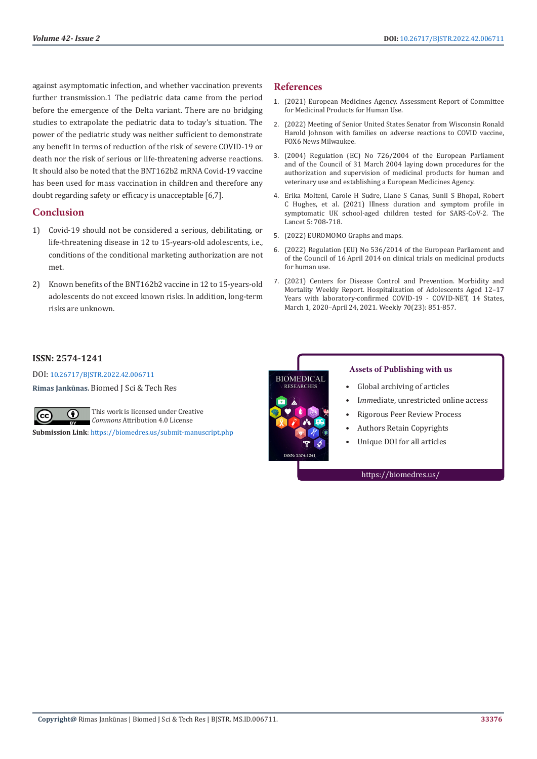against asymptomatic infection, and whether vaccination prevents further transmission.1 The pediatric data came from the period before the emergence of the Delta variant. There are no bridging studies to extrapolate the pediatric data to today's situation. The power of the pediatric study was neither sufficient to demonstrate any benefit in terms of reduction of the risk of severe COVID-19 or death nor the risk of serious or life-threatening adverse reactions. It should also be noted that the BNT162b2 mRNA Covid-19 vaccine has been used for mass vaccination in children and therefore any doubt regarding safety or efficacy is unacceptable [6,7].

## Conclusion

1) Covid-19 should not be considered a serious, debilitating, or life-threatening disease in 12 to 15-years-old adolescents, i.e., conditions of the conditional marketing authorization are not met.

2) Known benefits of the BNT162b2 vaccine in 12 to 15-years-old adolescents do not exceed known risks. In addition, long-term risks are unknown.

## References

1. (2021) European Medicines Agency. Assessment Report of Committee for Medicinal Products for Human Use.
2. (2022) Meeting of Senior United States Senator from Wisconsin Ronald Harold Johnson with families on adverse reactions to COVID vaccine, FOX6 News Milwaukee.
3. (2004) Regulation (EC) No 726/2004 of the European Parliament and of the Council of 31 March 2004 laying down procedures for the authorization and supervision of medicinal products for human and veterinary use and establishing a European Medicines Agency.
4. Erika Molteni, Carole H Sudre, Liane S Canas, Sunil S Bhopal, Robert C Hughes, et al. (2021) Illness duration and symptom profile in symptomatic UK school-aged children tested for SARS-CoV-2. The Lancet 5: 708-718.
5. (2022) EUROMOMO Graphs and maps.
6. (2022) Regulation (EU) No 536/2014 of the European Parliament and of the Council of 16 April 2014 on clinical trials on medicinal products for human use.
7. (2021) Centers for Disease Control and Prevention. Morbidity and Mortality Weekly Report. Hospitalization of Adolescents Aged 12–17 Years with laboratory-confirmed COVID-19 - COVID-NET, 14 States, March 1, 2020–April 24, 2021. Weekly 70(23): 851-857.

**ISSN: 2574-1241**

DOI: 10.26717/BJSTR.2022.42.006711

**Rimas Jankūnas.** Biomed J Sci & Tech Res

This work is licensed under Creative *Commons* Attribution 4.0 License

**Submission Link**: https://biomedres.us/submit-manuscript.php

**Assets of Publishing with us**

- Global archiving of articles
- Immediate, unrestricted online access
- Rigorous Peer Review Process
- Authors Retain Copyrights
- Unique DOI for all articles

https://biomedres.us/